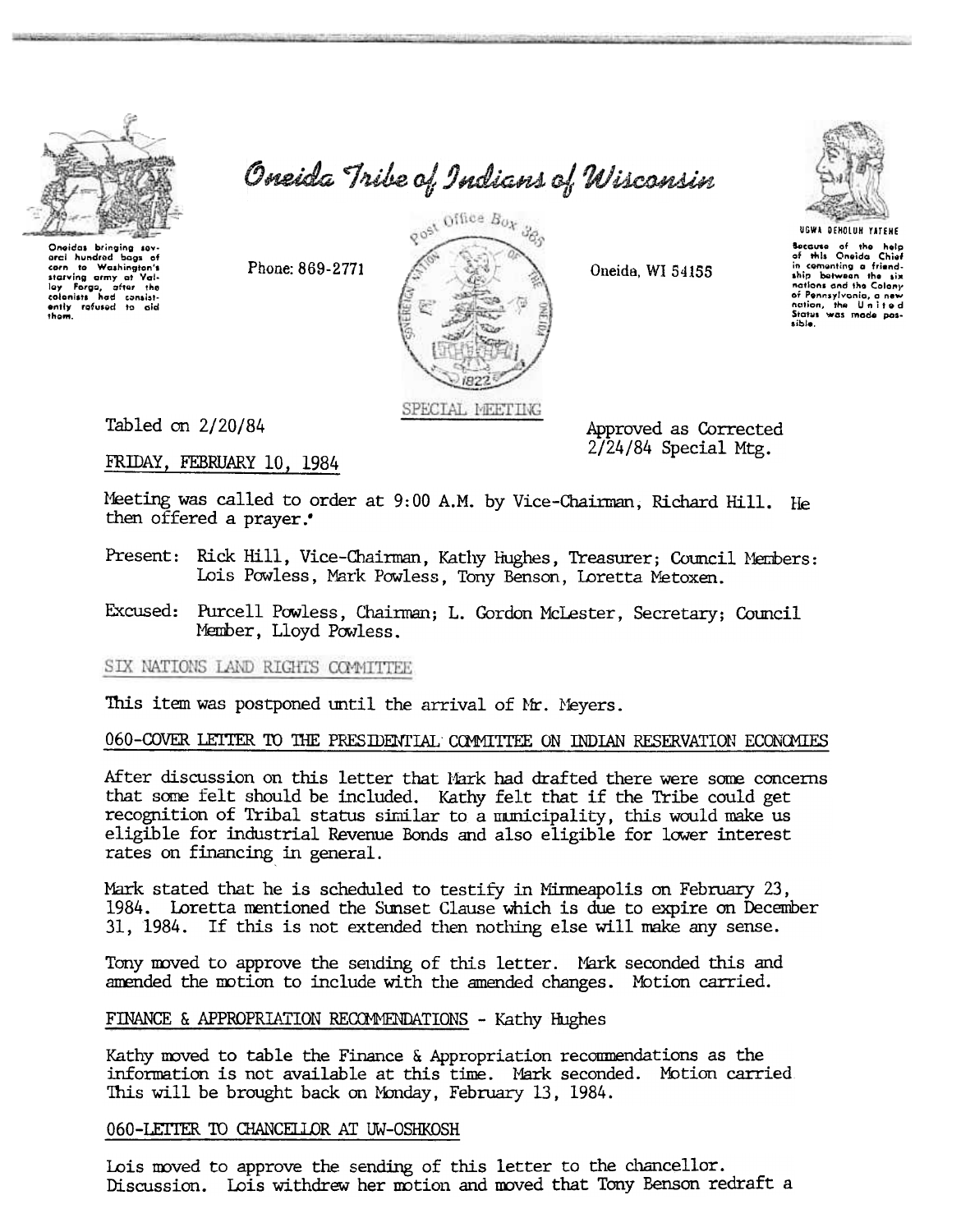# Oneida Tribe of Indians of Wisconsin

Oneidas bringing several hundred bags of corn to Washington's starving army at Valley Forge, after the colonists had consistently refused to aid them.

Phone: 869-2771

Post Office Box 365

Oneida, WI 54155

UGWA DEHOLUH YATEHE

Because of the help of this Oneida Chief in cementing a friendship between the six nations and the Colony of Pennsylvania, a new nation, the United States was made possible.

SPECIAL MEETING

Tabled on 2/20/84

Approved as Corrected 2/24/84 Special Mtg.

FRIDAY, FEBRUARY 10, 1984

Meeting was called to order at 9:00 A.M. by Vice-Chairman, Richard Hill. He then offered a prayer.

Present: Rick Hill, Vice-Chairman, Kathy Hughes, Treasurer; Council Members: Lois Powless, Mark Powless, Tony Benson, Loretta Metoxen.

Excused: Purcell Powless, Chairman; L. Gordon McLester, Secretary; Council Member, Lloyd Powless.

SIX NATIONS LAND RIGHTS COMMITTEE

This item was postponed until the arrival of Mr. Meyers.

060-COVER LETTER TO THE PRESIDENTIAL COMMITTEE ON INDIAN RESERVATION ECONOMIES

After discussion on this letter that Mark had drafted there were some concerns that some felt should be included. Kathy felt that if the Tribe could get recognition of Tribal status similar to a municipality, this would make us eligible for industrial Revenue Bonds and also eligible for lower interest rates on financing in general.

Mark stated that he is scheduled to testify in Minneapolis on February 23, 1984. Loretta mentioned the Sunset Clause which is due to expire on December 31, 1984. If this is not extended then nothing else will make any sense.

Tony moved to approve the sending of this letter. Mark seconded this and amended the motion to include with the amended changes. Motion carried.

FINANCE & APPROPRIATION RECOMMENDATIONS - Kathy Hughes

Kathy moved to table the Finance & Appropriation recommendations as the information is not available at this time. Mark seconded. Motion carried. This will be brought back on Monday, February 13, 1984.

060-LETTER TO CHANCELLOR AT UW-OSHKOSH

Lois moved to approve the sending of this letter to the chancellor. Discussion. Lois withdrew her motion and moved that Tony Benson redraft a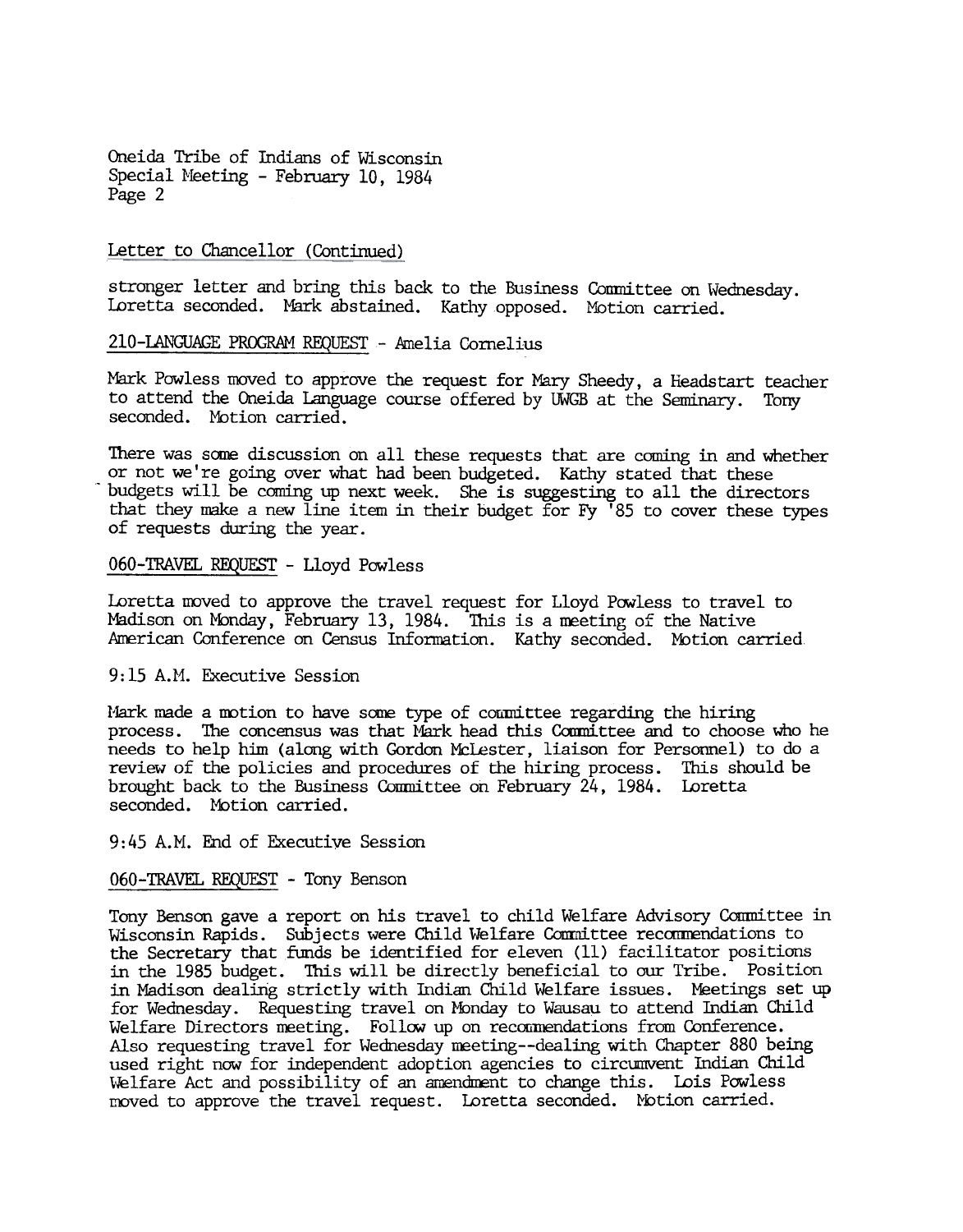Letter to Chancellor (Continued)

stronger letter and bring this back to the Business Committee on Wednesday. Loretta seconded. Mark abstained. Kathy opposed. Motion carried.

210-LANGUAGE PROGRAM REQUEST - Amelia Cornelius

Mark Powless moved to approve the request for Mary Sheedy, a Headstart teacher to attend the Oneida Language course offered by UWGB at the Seminary. Tony seconded. Motion carried.

There was some discussion on all these requests that are coming in and whether or not we're going over what had been budgeted. Kathy stated that these budgets will be coming up next week. She is suggesting to all the directors that they make a new line item in their budget for Fy '85 to cover these types of requests during the year.

060-TRAVEL REQUEST - Lloyd Powless

Loretta moved to approve the travel request for Lloyd Powless to travel to Madison on Monday, February 13, 1984. This is a meeting of the Native American Conference on Census Information. Kathy seconded. Motion carried

9:15 A.M. Executive Session

Mark made a motion to have some type of committee regarding the hiring process. The concensus was that Mark head this Committee and to choose who he needs to help him (along with Gordon McLester, liaison for Personnel) to do a review of the policies and procedures of the hiring process. This should be brought back to the Business Committee on February 24, 1984. Loretta seconded. Motion carried.

9:45 A.M. End of Executive Session

060-TRAVEL REQUEST - Tony Benson

Tony Benson gave a report on his travel to child Welfare Advisory Committee in Wisconsin Rapids. Subjects were Child Welfare Committee recommendations to the Secretary that funds be identified for eleven (11) facilitator positions in the 1985 budget. This will be directly beneficial to our Tribe. Position in Madison dealing strictly with Indian Child Welfare issues. Meetings set up for Wednesday. Requesting travel on Monday to Wausau to attend Indian Child Welfare Directors meeting. Follow up on recommendations from Conference. Also requesting travel for Wednesday meeting--dealing with Chapter 880 being used right now for independent adoption agencies to circumvent Indian Child Welfare Act and possibility of an amendment to change this. Lois Powless moved to approve the travel request. Loretta seconded. Motion carried.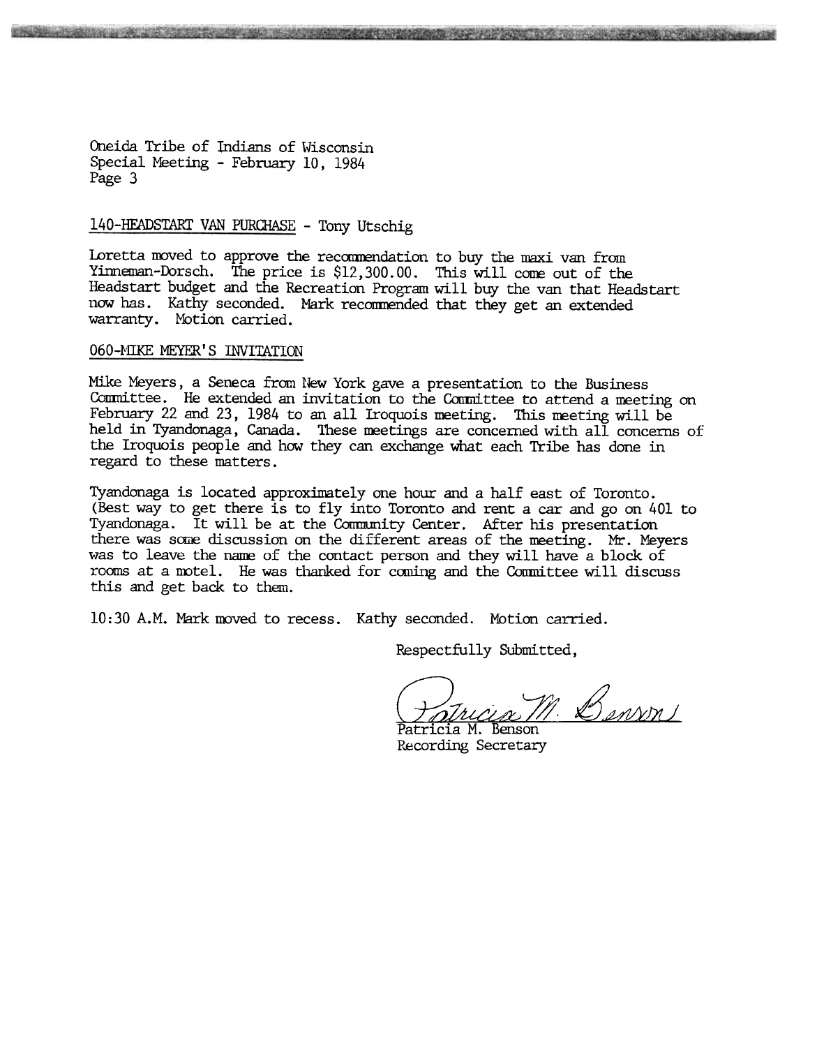Oneida Tribe of Indians of Wisconsin
Special Meeting - February 10, 1984
Page 3

140-HEADSTART VAN PURCHASE - Tony Utschig

Loretta moved to approve the recommendation to buy the maxi van from Yinneman-Dorsch. The price is $12,300.00. This will come out of the Headstart budget and the Recreation Program will buy the van that Headstart now has. Kathy seconded. Mark recommended that they get an extended warranty. Motion carried.

060-MIKE MEYER'S INVITATION

Mike Meyers, a Seneca from New York gave a presentation to the Business Committee. He extended an invitation to the Committee to attend a meeting on February 22 and 23, 1984 to an all Iroquois meeting. This meeting will be held in Tyandonaga, Canada. These meetings are concerned with all concerns of the Iroquois people and how they can exchange what each Tribe has done in regard to these matters.

Tyandonaga is located approximately one hour and a half east of Toronto. (Best way to get there is to fly into Toronto and rent a car and go on 401 to Tyandonaga. It will be at the Community Center. After his presentation there was some discussion on the different areas of the meeting. Mr. Meyers was to leave the name of the contact person and they will have a block of rooms at a motel. He was thanked for coming and the Committee will discuss this and get back to them.

10:30 A.M. Mark moved to recess. Kathy seconded. Motion carried.

Respectfully Submitted,

Patricia M. Benson
Recording Secretary